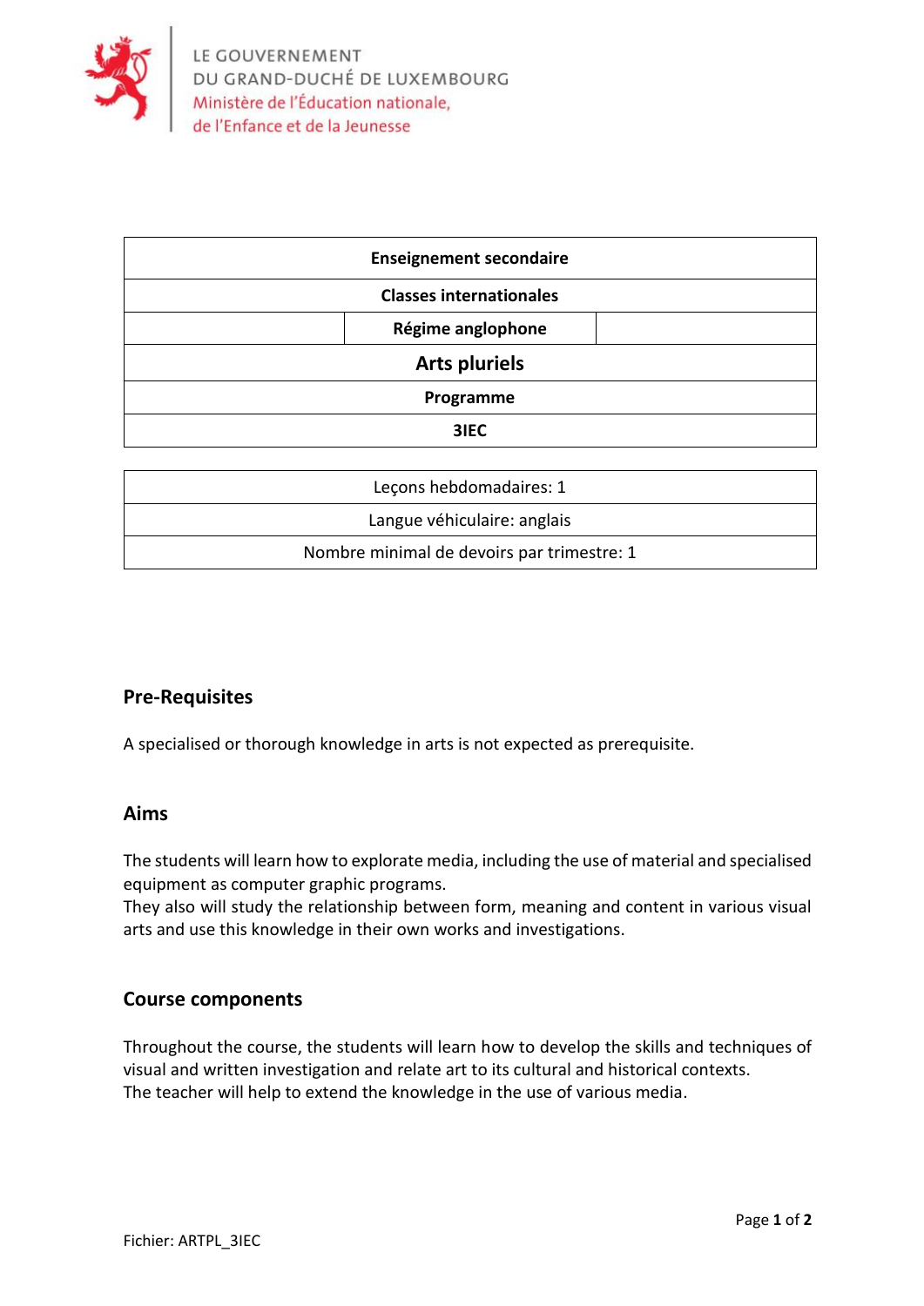LE GOUVERNEMENT
DU GRAND-DUCHÉ DE LUXEMBOURG
Ministère de l'Éducation nationale,
de l'Enfance et de la Jeunesse

| **Enseignement secondaire** | | |
|---|---|---|
| **Classes internationales** | | |
| | **Régime anglophone** | |
| **Arts pluriels** | | |
| **Programme** | | |
| **3IEC** | | |

| Leçons hebdomadaires: 1 |
|---|
| Langue véhiculaire: anglais |
| Nombre minimal de devoirs par trimestre: 1 |

## Pre-Requisites

A specialised or thorough knowledge in arts is not expected as prerequisite.

## Aims

The students will learn how to explorate media, including the use of material and specialised equipment as computer graphic programs.
They also will study the relationship between form, meaning and content in various visual arts and use this knowledge in their own works and investigations.

## Course components

Throughout the course, the students will learn how to develop the skills and techniques of visual and written investigation and relate art to its cultural and historical contexts.
The teacher will help to extend the knowledge in the use of various media.

Fichier: ARTPL_3IEC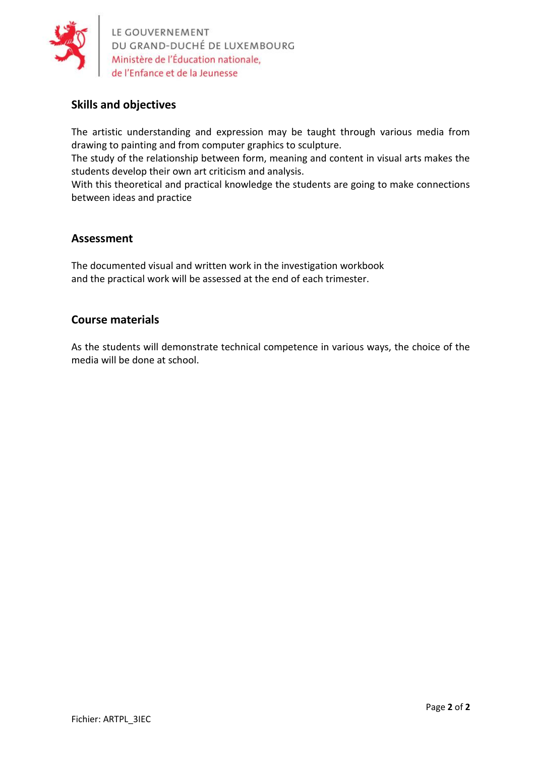## Skills and objectives

The artistic understanding and expression may be taught through various media from drawing to painting and from computer graphics to sculpture.
The study of the relationship between form, meaning and content in visual arts makes the students develop their own art criticism and analysis.
With this theoretical and practical knowledge the students are going to make connections between ideas and practice

## Assessment

The documented visual and written work in the investigation workbook
and the practical work will be assessed at the end of each trimester.

## Course materials

As the students will demonstrate technical competence in various ways, the choice of the media will be done at school.